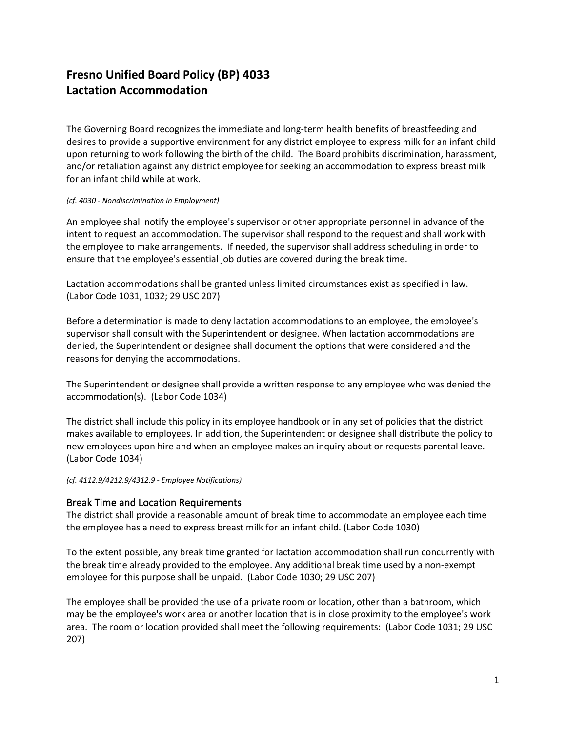# Fresno Unified Board Policy (BP) 4033
# Lactation Accommodation

The Governing Board recognizes the immediate and long-term health benefits of breastfeeding and desires to provide a supportive environment for any district employee to express milk for an infant child upon returning to work following the birth of the child. The Board prohibits discrimination, harassment, and/or retaliation against any district employee for seeking an accommodation to express breast milk for an infant child while at work.

*(cf. 4030 - Nondiscrimination in Employment)*

An employee shall notify the employee's supervisor or other appropriate personnel in advance of the intent to request an accommodation. The supervisor shall respond to the request and shall work with the employee to make arrangements. If needed, the supervisor shall address scheduling in order to ensure that the employee's essential job duties are covered during the break time.

Lactation accommodations shall be granted unless limited circumstances exist as specified in law. (Labor Code 1031, 1032; 29 USC 207)

Before a determination is made to deny lactation accommodations to an employee, the employee's supervisor shall consult with the Superintendent or designee. When lactation accommodations are denied, the Superintendent or designee shall document the options that were considered and the reasons for denying the accommodations.

The Superintendent or designee shall provide a written response to any employee who was denied the accommodation(s). (Labor Code 1034)

The district shall include this policy in its employee handbook or in any set of policies that the district makes available to employees. In addition, the Superintendent or designee shall distribute the policy to new employees upon hire and when an employee makes an inquiry about or requests parental leave. (Labor Code 1034)

*(cf. 4112.9/4212.9/4312.9 - Employee Notifications)*

## Break Time and Location Requirements

The district shall provide a reasonable amount of break time to accommodate an employee each time the employee has a need to express breast milk for an infant child. (Labor Code 1030)

To the extent possible, any break time granted for lactation accommodation shall run concurrently with the break time already provided to the employee. Any additional break time used by a non-exempt employee for this purpose shall be unpaid. (Labor Code 1030; 29 USC 207)

The employee shall be provided the use of a private room or location, other than a bathroom, which may be the employee's work area or another location that is in close proximity to the employee's work area. The room or location provided shall meet the following requirements: (Labor Code 1031; 29 USC 207)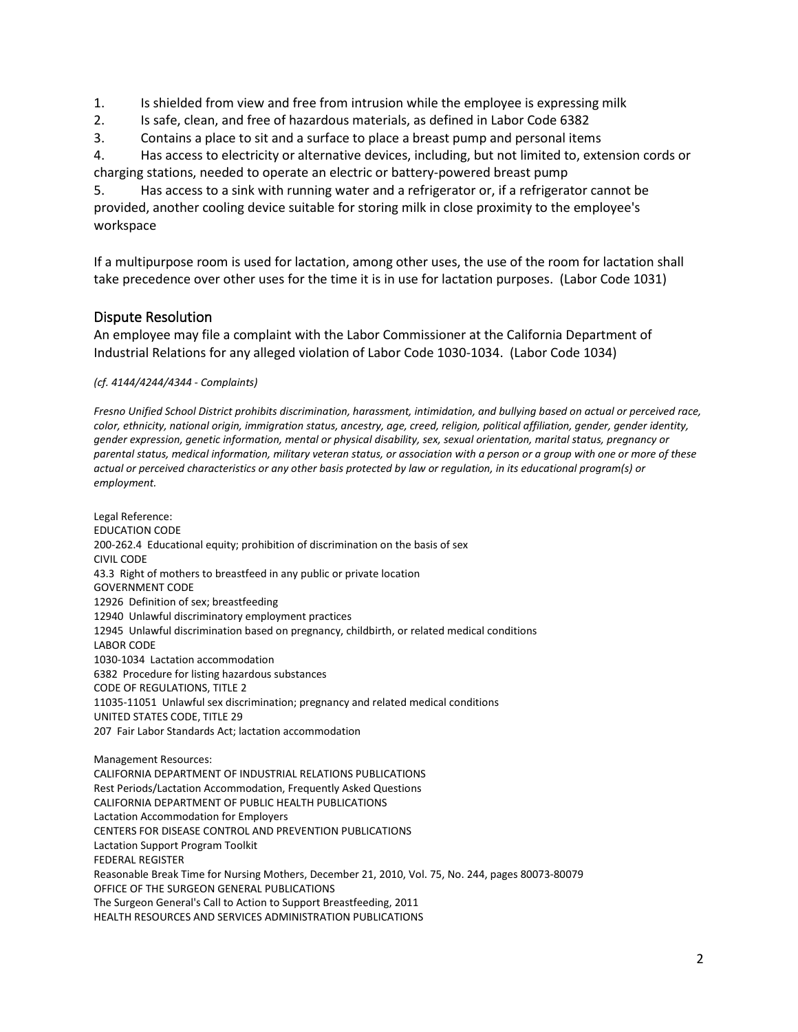1. Is shielded from view and free from intrusion while the employee is expressing milk
2. Is safe, clean, and free of hazardous materials, as defined in Labor Code 6382
3. Contains a place to sit and a surface to place a breast pump and personal items
4. Has access to electricity or alternative devices, including, but not limited to, extension cords or charging stations, needed to operate an electric or battery-powered breast pump
5. Has access to a sink with running water and a refrigerator or, if a refrigerator cannot be provided, another cooling device suitable for storing milk in close proximity to the employee's workspace

If a multipurpose room is used for lactation, among other uses, the use of the room for lactation shall take precedence over other uses for the time it is in use for lactation purposes. (Labor Code 1031)

## Dispute Resolution

An employee may file a complaint with the Labor Commissioner at the California Department of Industrial Relations for any alleged violation of Labor Code 1030-1034. (Labor Code 1034)

*(cf. 4144/4244/4344 - Complaints)*

*Fresno Unified School District prohibits discrimination, harassment, intimidation, and bullying based on actual or perceived race, color, ethnicity, national origin, immigration status, ancestry, age, creed, religion, political affiliation, gender, gender identity, gender expression, genetic information, mental or physical disability, sex, sexual orientation, marital status, pregnancy or parental status, medical information, military veteran status, or association with a person or a group with one or more of these actual or perceived characteristics or any other basis protected by law or regulation, in its educational program(s) or employment.*

Legal Reference:
EDUCATION CODE
200-262.4 Educational equity; prohibition of discrimination on the basis of sex
CIVIL CODE
43.3 Right of mothers to breastfeed in any public or private location
GOVERNMENT CODE
12926 Definition of sex; breastfeeding
12940 Unlawful discriminatory employment practices
12945 Unlawful discrimination based on pregnancy, childbirth, or related medical conditions
LABOR CODE
1030-1034 Lactation accommodation
6382 Procedure for listing hazardous substances
CODE OF REGULATIONS, TITLE 2
11035-11051 Unlawful sex discrimination; pregnancy and related medical conditions
UNITED STATES CODE, TITLE 29
207 Fair Labor Standards Act; lactation accommodation

Management Resources:
CALIFORNIA DEPARTMENT OF INDUSTRIAL RELATIONS PUBLICATIONS
Rest Periods/Lactation Accommodation, Frequently Asked Questions
CALIFORNIA DEPARTMENT OF PUBLIC HEALTH PUBLICATIONS
Lactation Accommodation for Employers
CENTERS FOR DISEASE CONTROL AND PREVENTION PUBLICATIONS
Lactation Support Program Toolkit
FEDERAL REGISTER
Reasonable Break Time for Nursing Mothers, December 21, 2010, Vol. 75, No. 244, pages 80073-80079
OFFICE OF THE SURGEON GENERAL PUBLICATIONS
The Surgeon General's Call to Action to Support Breastfeeding, 2011
HEALTH RESOURCES AND SERVICES ADMINISTRATION PUBLICATIONS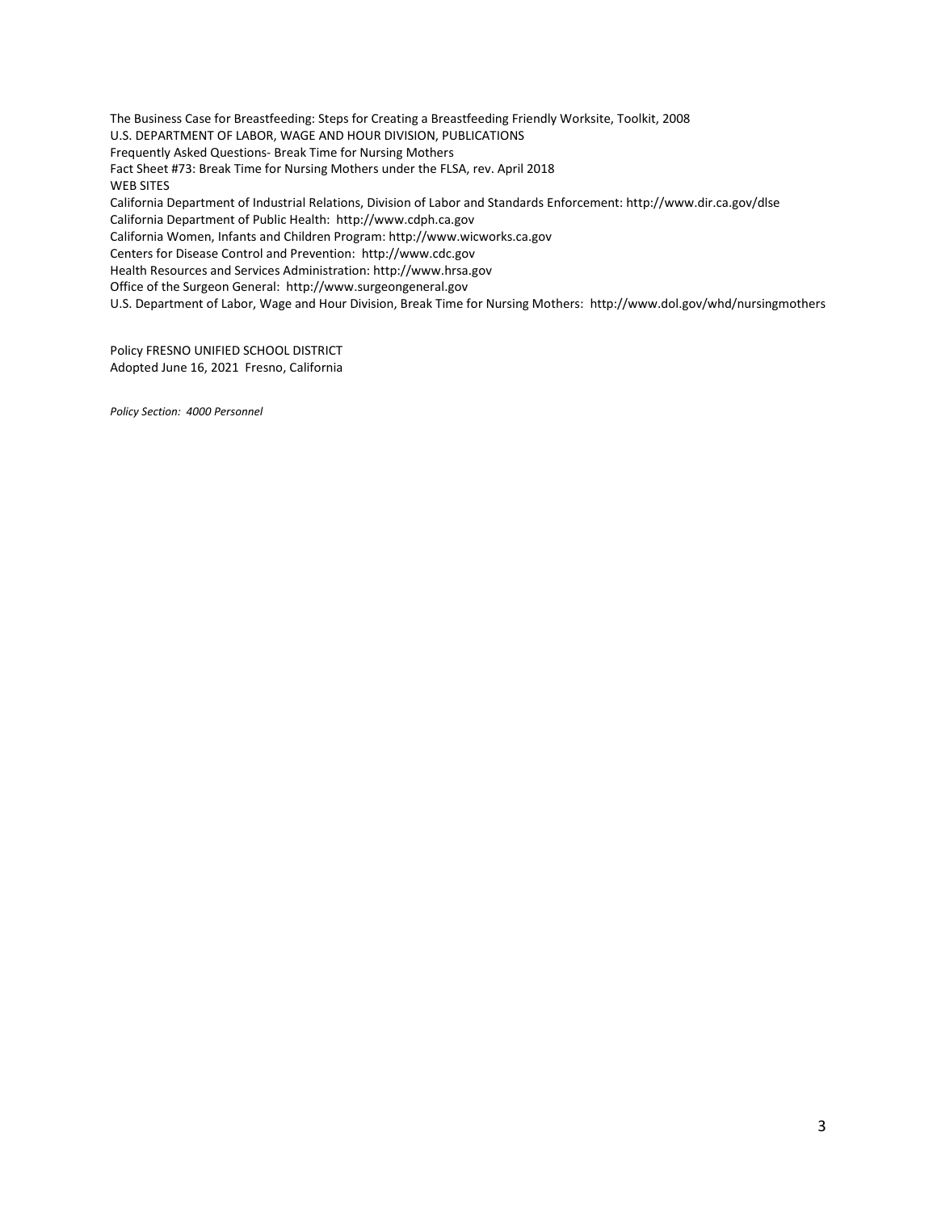The Business Case for Breastfeeding: Steps for Creating a Breastfeeding Friendly Worksite, Toolkit, 2008

U.S. DEPARTMENT OF LABOR, WAGE AND HOUR DIVISION, PUBLICATIONS

Frequently Asked Questions- Break Time for Nursing Mothers

Fact Sheet #73: Break Time for Nursing Mothers under the FLSA, rev. April 2018

WEB SITES

California Department of Industrial Relations, Division of Labor and Standards Enforcement: http://www.dir.ca.gov/dlse

California Department of Public Health: http://www.cdph.ca.gov

California Women, Infants and Children Program: http://www.wicworks.ca.gov

Centers for Disease Control and Prevention: http://www.cdc.gov

Health Resources and Services Administration: http://www.hrsa.gov

Office of the Surgeon General: http://www.surgeongeneral.gov

U.S. Department of Labor, Wage and Hour Division, Break Time for Nursing Mothers: http://www.dol.gov/whd/nursingmothers

Policy FRESNO UNIFIED SCHOOL DISTRICT
Adopted June 16, 2021 Fresno, California

*Policy Section: 4000 Personnel*